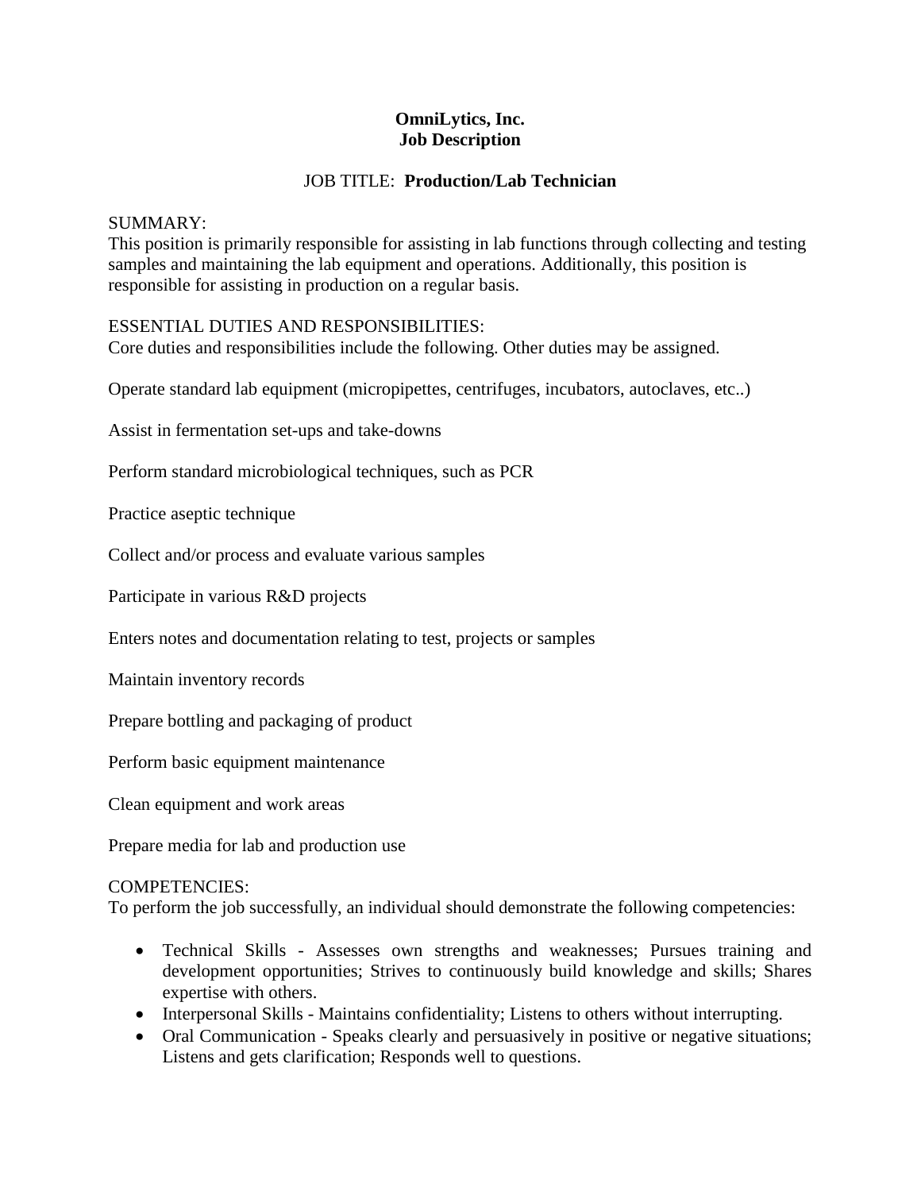**OmniLytics, Inc.**
**Job Description**

JOB TITLE: **Production/Lab Technician**

SUMMARY:
This position is primarily responsible for assisting in lab functions through collecting and testing samples and maintaining the lab equipment and operations. Additionally, this position is responsible for assisting in production on a regular basis.

ESSENTIAL DUTIES AND RESPONSIBILITIES:
Core duties and responsibilities include the following. Other duties may be assigned.

Operate standard lab equipment (micropipettes, centrifuges, incubators, autoclaves, etc..)

Assist in fermentation set-ups and take-downs

Perform standard microbiological techniques, such as PCR

Practice aseptic technique

Collect and/or process and evaluate various samples

Participate in various R&D projects

Enters notes and documentation relating to test, projects or samples

Maintain inventory records

Prepare bottling and packaging of product

Perform basic equipment maintenance

Clean equipment and work areas

Prepare media for lab and production use

COMPETENCIES:
To perform the job successfully, an individual should demonstrate the following competencies:

- Technical Skills - Assesses own strengths and weaknesses; Pursues training and development opportunities; Strives to continuously build knowledge and skills; Shares expertise with others.
- Interpersonal Skills - Maintains confidentiality; Listens to others without interrupting.
- Oral Communication - Speaks clearly and persuasively in positive or negative situations; Listens and gets clarification; Responds well to questions.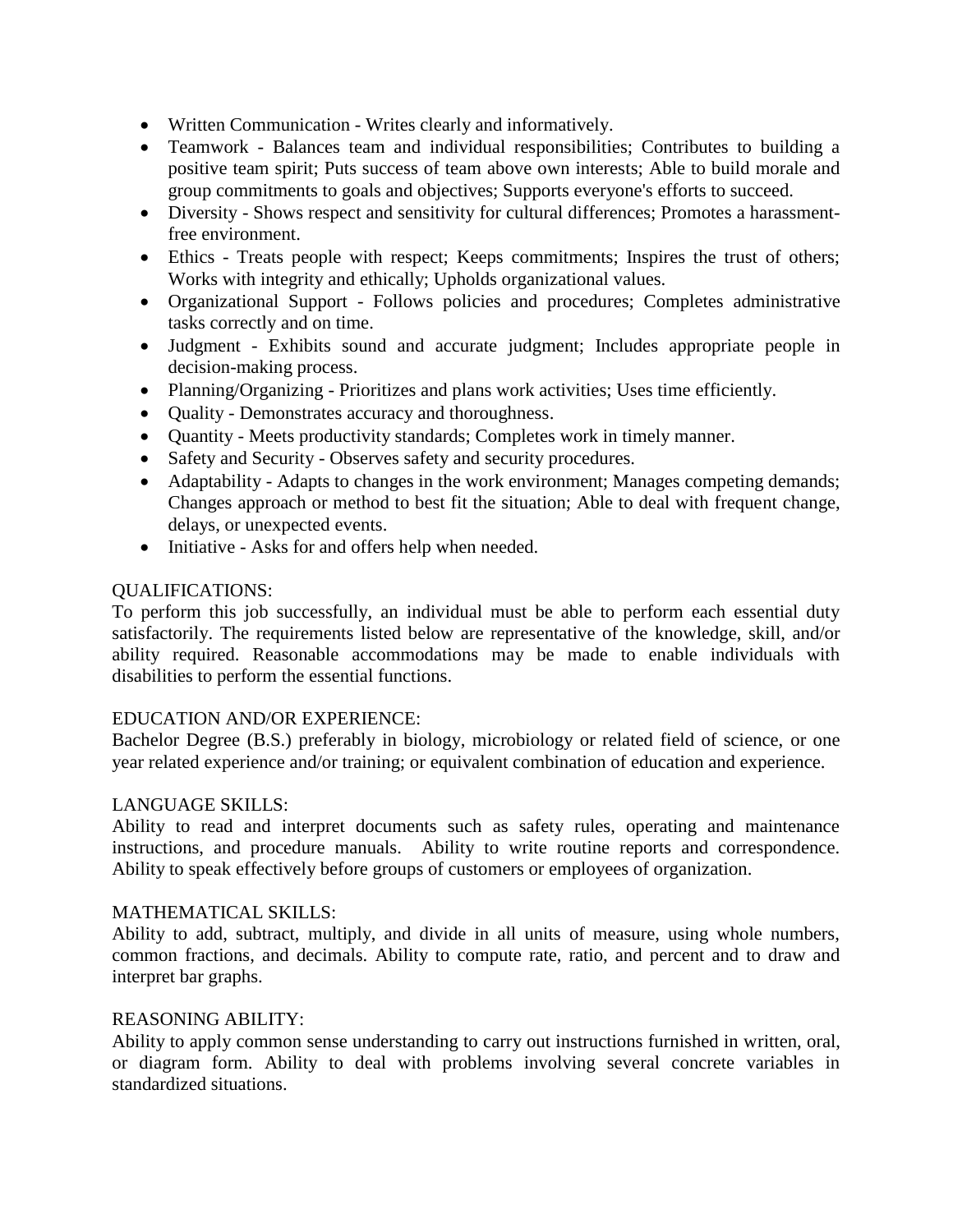- Written Communication - Writes clearly and informatively.
- Teamwork - Balances team and individual responsibilities; Contributes to building a positive team spirit; Puts success of team above own interests; Able to build morale and group commitments to goals and objectives; Supports everyone's efforts to succeed.
- Diversity - Shows respect and sensitivity for cultural differences; Promotes a harassment-free environment.
- Ethics - Treats people with respect; Keeps commitments; Inspires the trust of others; Works with integrity and ethically; Upholds organizational values.
- Organizational Support - Follows policies and procedures; Completes administrative tasks correctly and on time.
- Judgment - Exhibits sound and accurate judgment; Includes appropriate people in decision-making process.
- Planning/Organizing - Prioritizes and plans work activities; Uses time efficiently.
- Quality - Demonstrates accuracy and thoroughness.
- Quantity - Meets productivity standards; Completes work in timely manner.
- Safety and Security - Observes safety and security procedures.
- Adaptability - Adapts to changes in the work environment; Manages competing demands; Changes approach or method to best fit the situation; Able to deal with frequent change, delays, or unexpected events.
- Initiative - Asks for and offers help when needed.

QUALIFICATIONS:

To perform this job successfully, an individual must be able to perform each essential duty satisfactorily. The requirements listed below are representative of the knowledge, skill, and/or ability required. Reasonable accommodations may be made to enable individuals with disabilities to perform the essential functions.

EDUCATION AND/OR EXPERIENCE:

Bachelor Degree (B.S.) preferably in biology, microbiology or related field of science, or one year related experience and/or training; or equivalent combination of education and experience.

LANGUAGE SKILLS:

Ability to read and interpret documents such as safety rules, operating and maintenance instructions, and procedure manuals. Ability to write routine reports and correspondence. Ability to speak effectively before groups of customers or employees of organization.

MATHEMATICAL SKILLS:

Ability to add, subtract, multiply, and divide in all units of measure, using whole numbers, common fractions, and decimals. Ability to compute rate, ratio, and percent and to draw and interpret bar graphs.

REASONING ABILITY:

Ability to apply common sense understanding to carry out instructions furnished in written, oral, or diagram form. Ability to deal with problems involving several concrete variables in standardized situations.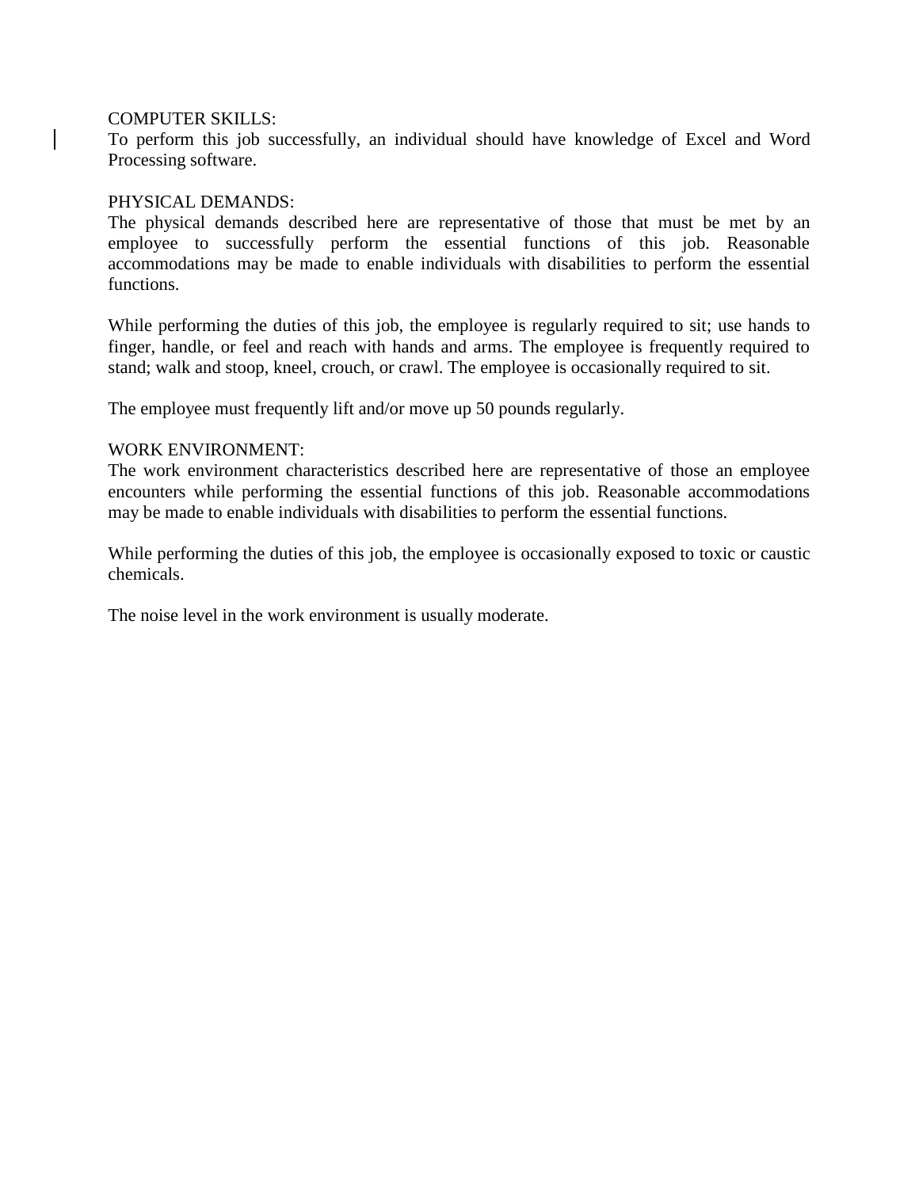COMPUTER SKILLS:

To perform this job successfully, an individual should have knowledge of Excel and Word Processing software.

PHYSICAL DEMANDS:

The physical demands described here are representative of those that must be met by an employee to successfully perform the essential functions of this job. Reasonable accommodations may be made to enable individuals with disabilities to perform the essential functions.

While performing the duties of this job, the employee is regularly required to sit; use hands to finger, handle, or feel and reach with hands and arms. The employee is frequently required to stand; walk and stoop, kneel, crouch, or crawl. The employee is occasionally required to sit.

The employee must frequently lift and/or move up 50 pounds regularly.

WORK ENVIRONMENT:

The work environment characteristics described here are representative of those an employee encounters while performing the essential functions of this job. Reasonable accommodations may be made to enable individuals with disabilities to perform the essential functions.

While performing the duties of this job, the employee is occasionally exposed to toxic or caustic chemicals.

The noise level in the work environment is usually moderate.